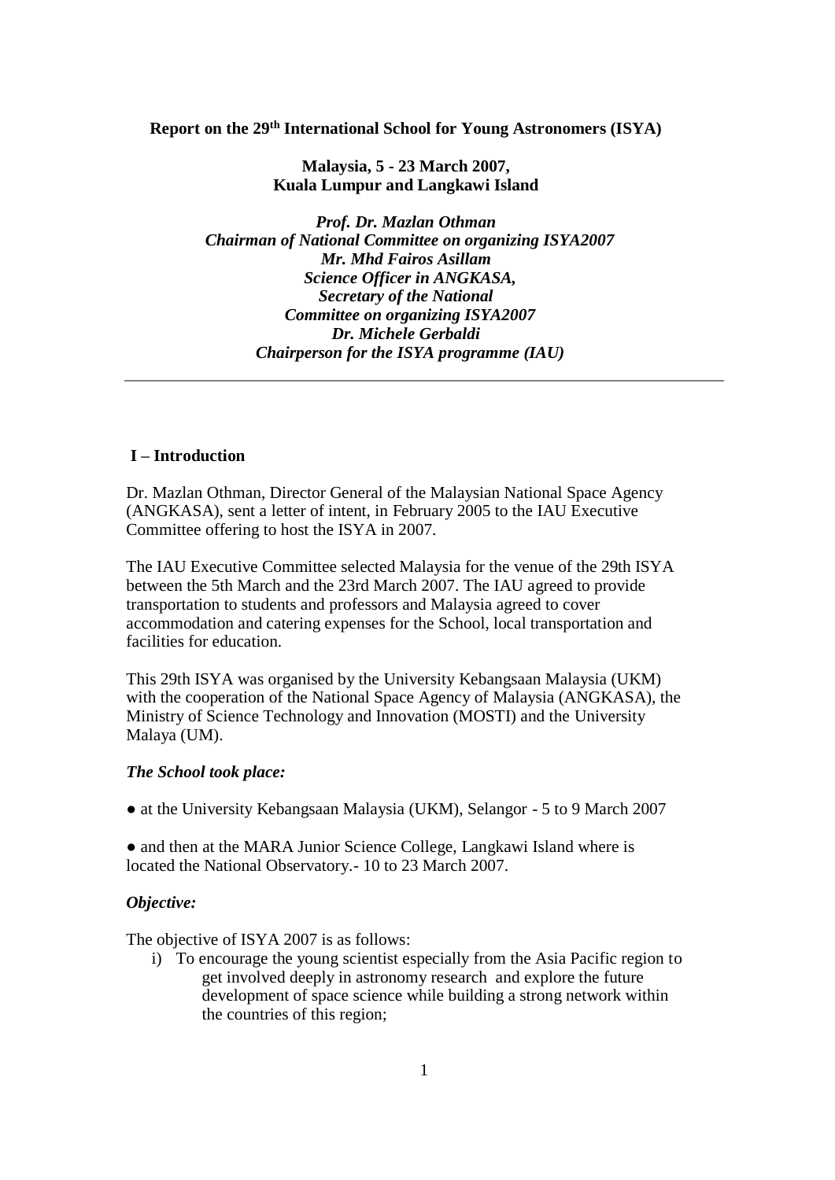**Report on the 29th International School for Young Astronomers (ISYA)**

**Malaysia, 5 - 23 March 2007,**
**Kuala Lumpur and Langkawi Island**

***Prof. Dr. Mazlan Othman***
***Chairman of National Committee on organizing ISYA2007***
***Mr. Mhd Fairos Asillam***
***Science Officer in ANGKASA,***
***Secretary of the National***
***Committee on organizing ISYA2007***
***Dr. Michele Gerbaldi***
***Chairperson for the ISYA programme (IAU)***

---

## I – Introduction

Dr. Mazlan Othman, Director General of the Malaysian National Space Agency (ANGKASA), sent a letter of intent, in February 2005 to the IAU Executive Committee offering to host the ISYA in 2007.

The IAU Executive Committee selected Malaysia for the venue of the 29th ISYA between the 5th March and the 23rd March 2007. The IAU agreed to provide transportation to students and professors and Malaysia agreed to cover accommodation and catering expenses for the School, local transportation and facilities for education.

This 29th ISYA was organised by the University Kebangsaan Malaysia (UKM) with the cooperation of the National Space Agency of Malaysia (ANGKASA), the Ministry of Science Technology and Innovation (MOSTI) and the University Malaya (UM).

***The School took place:***

● at the University Kebangsaan Malaysia (UKM), Selangor - 5 to 9 March 2007

● and then at the MARA Junior Science College, Langkawi Island where is located the National Observatory.- 10 to 23 March 2007.

***Objective:***

The objective of ISYA 2007 is as follows:

i) To encourage the young scientist especially from the Asia Pacific region to get involved deeply in astronomy research and explore the future development of space science while building a strong network within the countries of this region;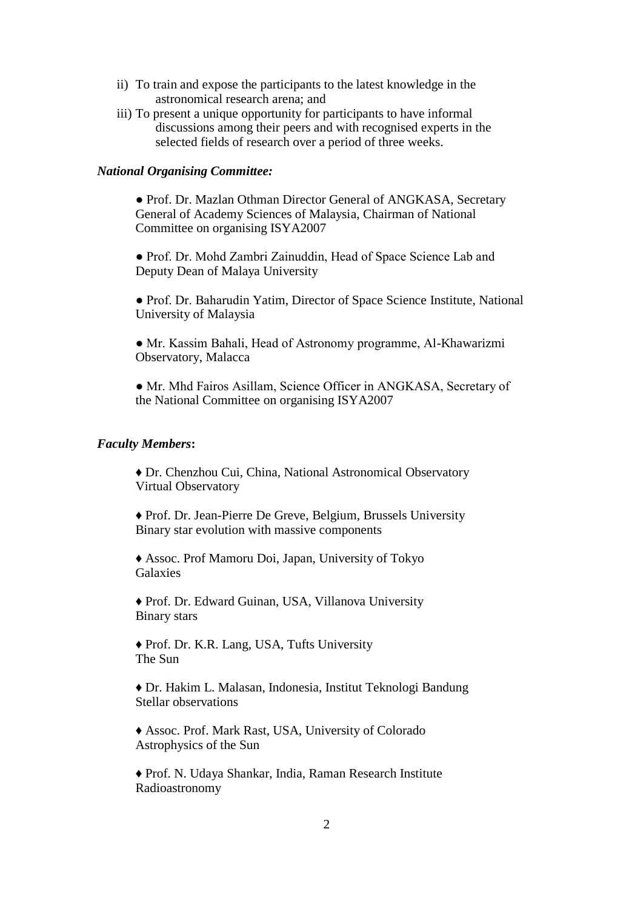ii) To train and expose the participants to the latest knowledge in the astronomical research arena; and

iii) To present a unique opportunity for participants to have informal discussions among their peers and with recognised experts in the selected fields of research over a period of three weeks.

***National Organising Committee:***

● Prof. Dr. Mazlan Othman Director General of ANGKASA, Secretary General of Academy Sciences of Malaysia, Chairman of National Committee on organising ISYA2007

● Prof. Dr. Mohd Zambri Zainuddin, Head of Space Science Lab and Deputy Dean of Malaya University

● Prof. Dr. Baharudin Yatim, Director of Space Science Institute, National University of Malaysia

● Mr. Kassim Bahali, Head of Astronomy programme, Al-Khawarizmi Observatory, Malacca

● Mr. Mhd Fairos Asillam, Science Officer in ANGKASA, Secretary of the National Committee on organising ISYA2007

***Faculty Members*:**

♦ Dr. Chenzhou Cui, China, National Astronomical Observatory
Virtual Observatory

♦ Prof. Dr. Jean-Pierre De Greve, Belgium, Brussels University
Binary star evolution with massive components

♦ Assoc. Prof Mamoru Doi, Japan, University of Tokyo
Galaxies

♦ Prof. Dr. Edward Guinan, USA, Villanova University
Binary stars

♦ Prof. Dr. K.R. Lang, USA, Tufts University
The Sun

♦ Dr. Hakim L. Malasan, Indonesia, Institut Teknologi Bandung
Stellar observations

♦ Assoc. Prof. Mark Rast, USA, University of Colorado
Astrophysics of the Sun

♦ Prof. N. Udaya Shankar, India, Raman Research Institute
Radioastronomy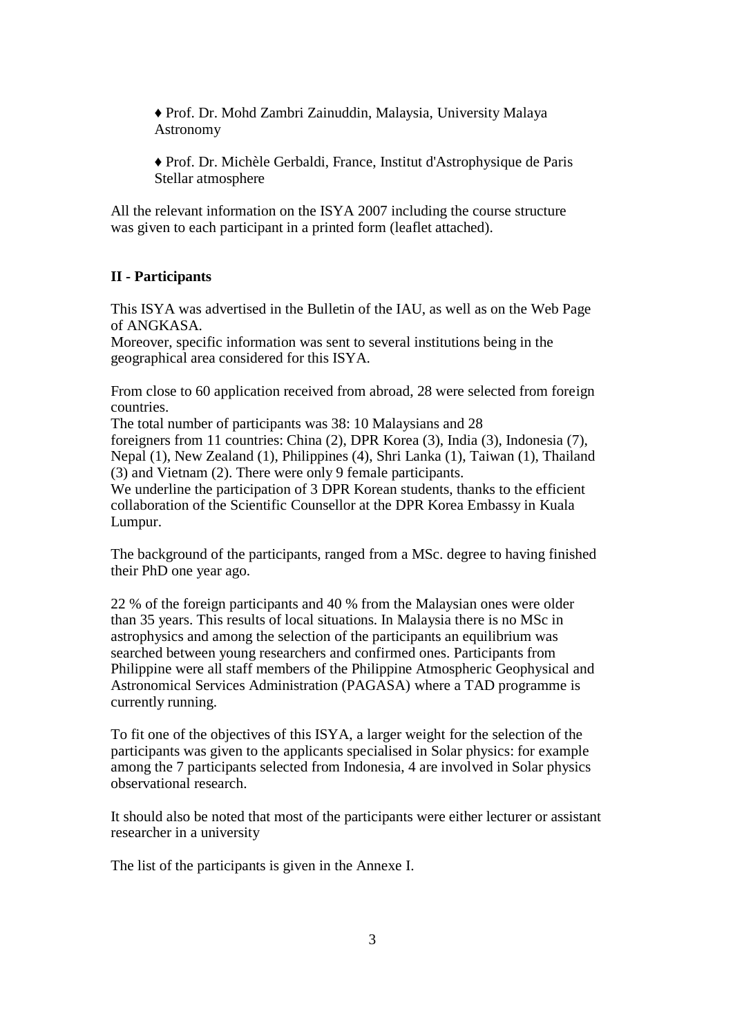♦ Prof. Dr. Mohd Zambri Zainuddin, Malaysia, University Malaya
Astronomy

♦ Prof. Dr. Michèle Gerbaldi, France, Institut d'Astrophysique de Paris
Stellar atmosphere

All the relevant information on the ISYA 2007 including the course structure was given to each participant in a printed form (leaflet attached).

## II - Participants

This ISYA was advertised in the Bulletin of the IAU, as well as on the Web Page of ANGKASA.
Moreover, specific information was sent to several institutions being in the geographical area considered for this ISYA.

From close to 60 application received from abroad, 28 were selected from foreign countries.
The total number of participants was 38: 10 Malaysians and 28 foreigners from 11 countries: China (2), DPR Korea (3), India (3), Indonesia (7), Nepal (1), New Zealand (1), Philippines (4), Shri Lanka (1), Taiwan (1), Thailand (3) and Vietnam (2). There were only 9 female participants.
We underline the participation of 3 DPR Korean students, thanks to the efficient collaboration of the Scientific Counsellor at the DPR Korea Embassy in Kuala Lumpur.

The background of the participants, ranged from a MSc. degree to having finished their PhD one year ago.

22 % of the foreign participants and 40 % from the Malaysian ones were older than 35 years. This results of local situations. In Malaysia there is no MSc in astrophysics and among the selection of the participants an equilibrium was searched between young researchers and confirmed ones. Participants from Philippine were all staff members of the Philippine Atmospheric Geophysical and Astronomical Services Administration (PAGASA) where a TAD programme is currently running.

To fit one of the objectives of this ISYA, a larger weight for the selection of the participants was given to the applicants specialised in Solar physics: for example among the 7 participants selected from Indonesia, 4 are involved in Solar physics observational research.

It should also be noted that most of the participants were either lecturer or assistant researcher in a university

The list of the participants is given in the Annexe I.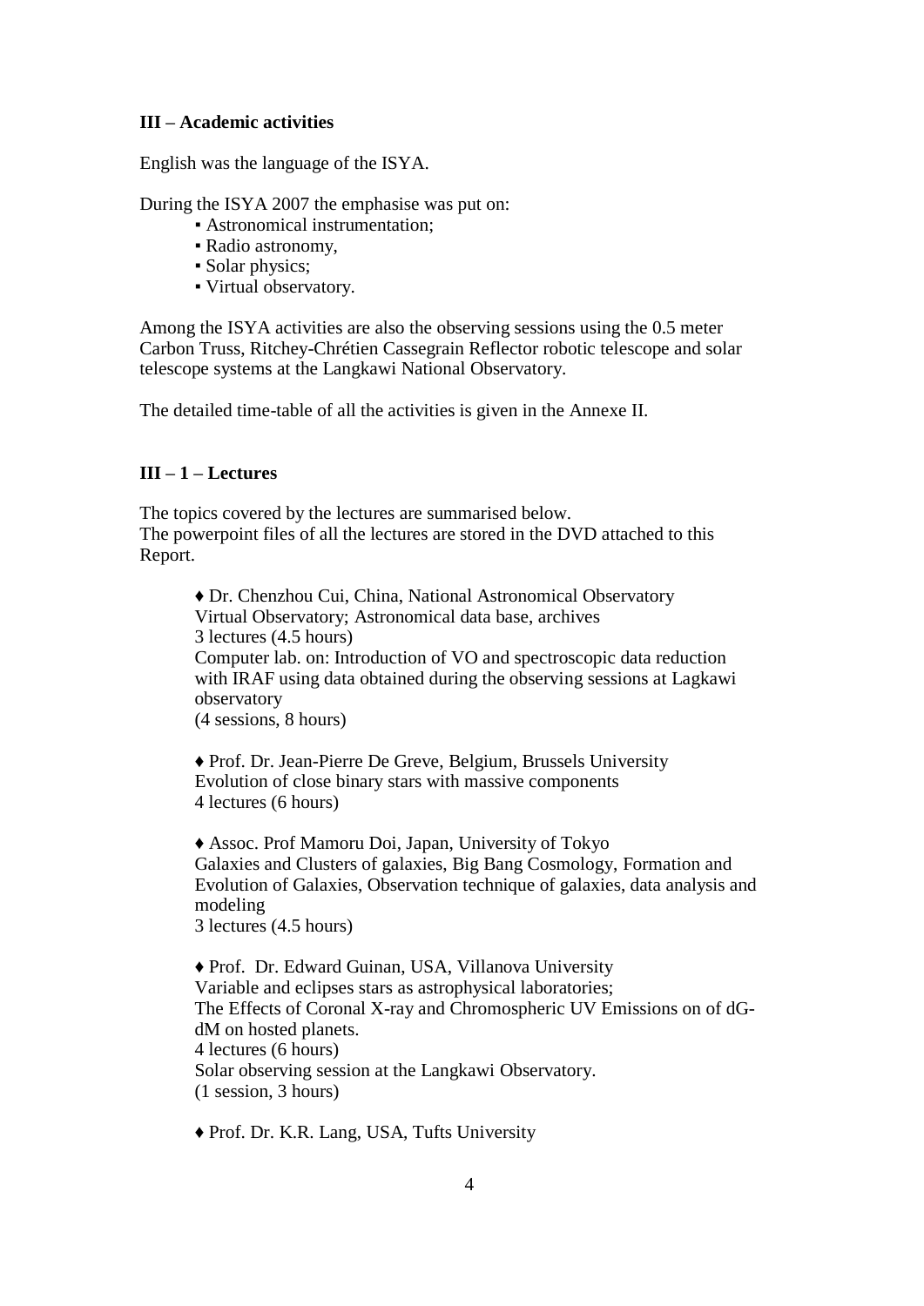**III – Academic activities**

English was the language of the ISYA.

During the ISYA 2007 the emphasise was put on:

- Astronomical instrumentation;
- Radio astronomy,
- Solar physics;
- Virtual observatory.

Among the ISYA activities are also the observing sessions using the 0.5 meter Carbon Truss, Ritchey-Chrétien Cassegrain Reflector robotic telescope and solar telescope systems at the Langkawi National Observatory.

The detailed time-table of all the activities is given in the Annexe II.

**III – 1 – Lectures**

The topics covered by the lectures are summarised below.
The powerpoint files of all the lectures are stored in the DVD attached to this Report.

♦ Dr. Chenzhou Cui, China, National Astronomical Observatory
Virtual Observatory; Astronomical data base, archives
3 lectures (4.5 hours)
Computer lab. on: Introduction of VO and spectroscopic data reduction with IRAF using data obtained during the observing sessions at Lagkawi observatory
(4 sessions, 8 hours)

♦ Prof. Dr. Jean-Pierre De Greve, Belgium, Brussels University
Evolution of close binary stars with massive components
4 lectures (6 hours)

♦ Assoc. Prof Mamoru Doi, Japan, University of Tokyo
Galaxies and Clusters of galaxies, Big Bang Cosmology, Formation and Evolution of Galaxies, Observation technique of galaxies, data analysis and modeling
3 lectures (4.5 hours)

♦ Prof. Dr. Edward Guinan, USA, Villanova University
Variable and eclipses stars as astrophysical laboratories;
The Effects of Coronal X-ray and Chromospheric UV Emissions on of dG-dM on hosted planets.
4 lectures (6 hours)
Solar observing session at the Langkawi Observatory.
(1 session, 3 hours)

♦ Prof. Dr. K.R. Lang, USA, Tufts University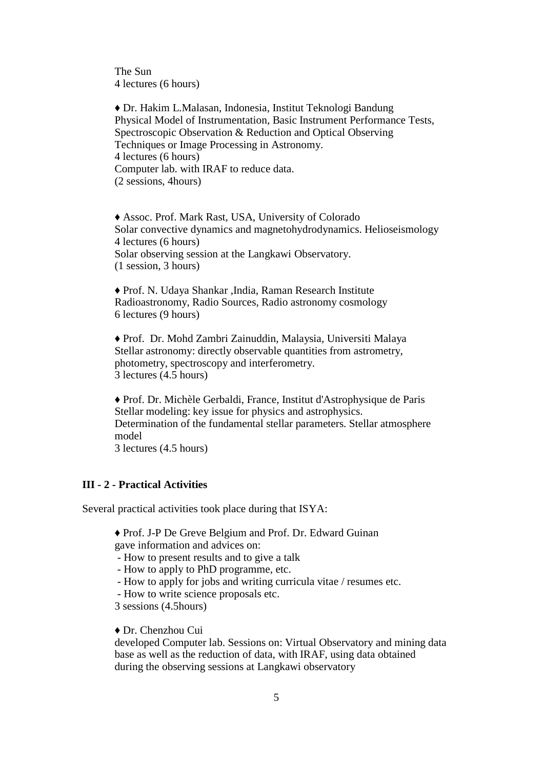The Sun
4 lectures (6 hours)

♦ Dr. Hakim L.Malasan, Indonesia, Institut Teknologi Bandung
Physical Model of Instrumentation, Basic Instrument Performance Tests, Spectroscopic Observation & Reduction and Optical Observing Techniques or Image Processing in Astronomy.
4 lectures (6 hours)
Computer lab. with IRAF to reduce data.
(2 sessions, 4hours)

♦ Assoc. Prof. Mark Rast, USA, University of Colorado
Solar convective dynamics and magnetohydrodynamics. Helioseismology
4 lectures (6 hours)
Solar observing session at the Langkawi Observatory.
(1 session, 3 hours)

♦ Prof. N. Udaya Shankar ,India, Raman Research Institute
Radioastronomy, Radio Sources, Radio astronomy cosmology
6 lectures (9 hours)

♦ Prof. Dr. Mohd Zambri Zainuddin, Malaysia, Universiti Malaya
Stellar astronomy: directly observable quantities from astrometry, photometry, spectroscopy and interferometry.
3 lectures (4.5 hours)

♦ Prof. Dr. Michèle Gerbaldi, France, Institut d'Astrophysique de Paris
Stellar modeling: key issue for physics and astrophysics.
Determination of the fundamental stellar parameters. Stellar atmosphere model
3 lectures (4.5 hours)

### III - 2 - Practical Activities

Several practical activities took place during that ISYA:

♦ Prof. J-P De Greve Belgium and Prof. Dr. Edward Guinan
gave information and advices on:
- How to present results and to give a talk
- How to apply to PhD programme, etc.
- How to apply for jobs and writing curricula vitae / resumes etc.
- How to write science proposals etc.

3 sessions (4.5hours)

♦ Dr. Chenzhou Cui
developed Computer lab. Sessions on: Virtual Observatory and mining data base as well as the reduction of data, with IRAF, using data obtained during the observing sessions at Langkawi observatory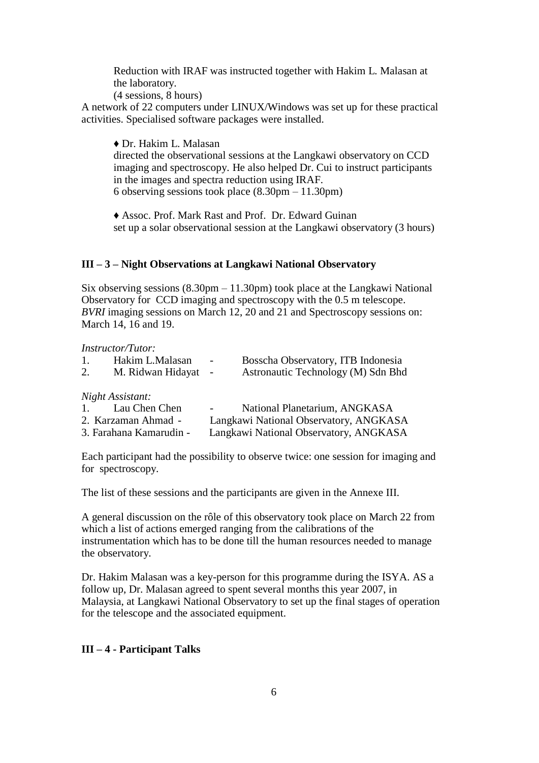Reduction with IRAF was instructed together with Hakim L. Malasan at the laboratory.
(4 sessions, 8 hours)

A network of 22 computers under LINUX/Windows was set up for these practical activities. Specialised software packages were installed.

♦ Dr. Hakim L. Malasan
directed the observational sessions at the Langkawi observatory on CCD imaging and spectroscopy. He also helped Dr. Cui to instruct participants in the images and spectra reduction using IRAF.
6 observing sessions took place (8.30pm – 11.30pm)

♦ Assoc. Prof. Mark Rast and Prof. Dr. Edward Guinan
set up a solar observational session at the Langkawi observatory (3 hours)

### III – 3 – Night Observations at Langkawi National Observatory

Six observing sessions (8.30pm – 11.30pm) took place at the Langkawi National Observatory for CCD imaging and spectroscopy with the 0.5 m telescope. *BVRI* imaging sessions on March 12, 20 and 21 and Spectroscopy sessions on: March 14, 16 and 19.

*Instructor/Tutor:*

1. Hakim L.Malasan - Bosscha Observatory, ITB Indonesia
2. M. Ridwan Hidayat - Astronautic Technology (M) Sdn Bhd

*Night Assistant:*

1. Lau Chen Chen - National Planetarium, ANGKASA
2. Karzaman Ahmad - Langkawi National Observatory, ANGKASA
3. Farahana Kamarudin - Langkawi National Observatory, ANGKASA

Each participant had the possibility to observe twice: one session for imaging and for spectroscopy.

The list of these sessions and the participants are given in the Annexe III.

A general discussion on the rôle of this observatory took place on March 22 from which a list of actions emerged ranging from the calibrations of the instrumentation which has to be done till the human resources needed to manage the observatory.

Dr. Hakim Malasan was a key-person for this programme during the ISYA. AS a follow up, Dr. Malasan agreed to spent several months this year 2007, in Malaysia, at Langkawi National Observatory to set up the final stages of operation for the telescope and the associated equipment.

### III – 4 - Participant Talks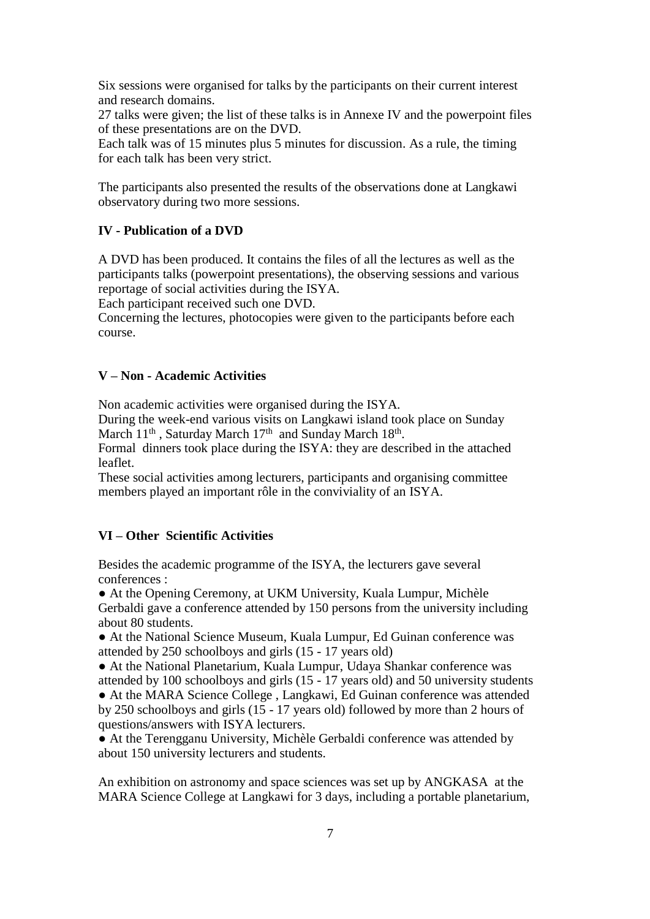Six sessions were organised for talks by the participants on their current interest and research domains.
27 talks were given; the list of these talks is in Annexe IV and the powerpoint files of these presentations are on the DVD.
Each talk was of 15 minutes plus 5 minutes for discussion. As a rule, the timing for each talk has been very strict.

The participants also presented the results of the observations done at Langkawi observatory during two more sessions.

### IV - Publication of a DVD

A DVD has been produced. It contains the files of all the lectures as well as the participants talks (powerpoint presentations), the observing sessions and various reportage of social activities during the ISYA.
Each participant received such one DVD.
Concerning the lectures, photocopies were given to the participants before each course.

### V – Non - Academic Activities

Non academic activities were organised during the ISYA.
During the week-end various visits on Langkawi island took place on Sunday March 11th , Saturday March 17th and Sunday March 18th.
Formal dinners took place during the ISYA: they are described in the attached leaflet.
These social activities among lecturers, participants and organising committee members played an important rôle in the conviviality of an ISYA.

### VI – Other Scientific Activities

Besides the academic programme of the ISYA, the lecturers gave several conferences :

● At the Opening Ceremony, at UKM University, Kuala Lumpur, Michèle Gerbaldi gave a conference attended by 150 persons from the university including about 80 students.
● At the National Science Museum, Kuala Lumpur, Ed Guinan conference was attended by 250 schoolboys and girls (15 - 17 years old)
● At the National Planetarium, Kuala Lumpur, Udaya Shankar conference was attended by 100 schoolboys and girls (15 - 17 years old) and 50 university students
● At the MARA Science College , Langkawi, Ed Guinan conference was attended by 250 schoolboys and girls (15 - 17 years old) followed by more than 2 hours of questions/answers with ISYA lecturers.
● At the Terengganu University, Michèle Gerbaldi conference was attended by about 150 university lecturers and students.

An exhibition on astronomy and space sciences was set up by ANGKASA at the MARA Science College at Langkawi for 3 days, including a portable planetarium,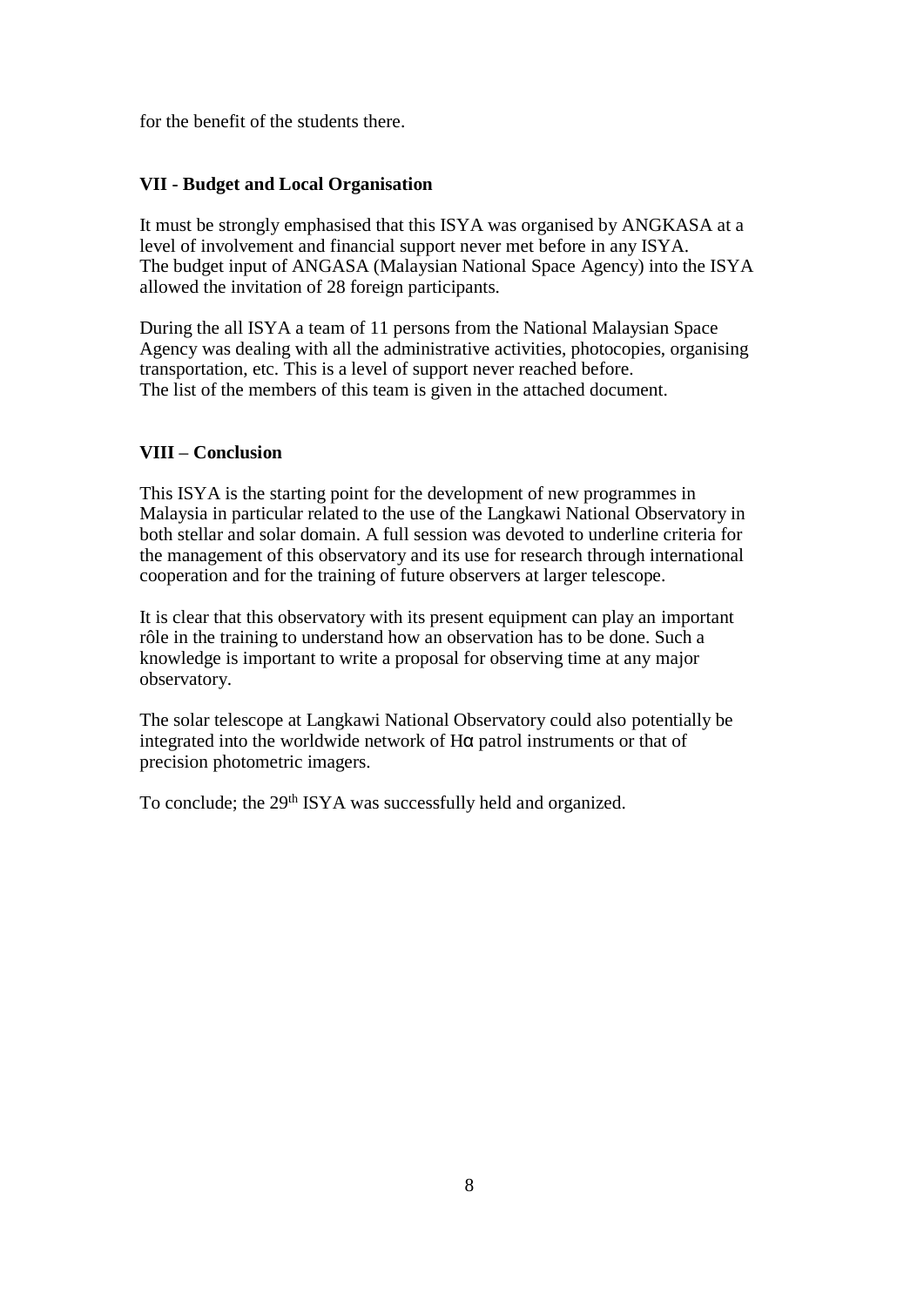for the benefit of the students there.

**VII - Budget and Local Organisation**

It must be strongly emphasised that this ISYA was organised by ANGKASA at a level of involvement and financial support never met before in any ISYA.
The budget input of ANGASA (Malaysian National Space Agency) into the ISYA allowed the invitation of 28 foreign participants.

During the all ISYA a team of 11 persons from the National Malaysian Space Agency was dealing with all the administrative activities, photocopies, organising transportation, etc. This is a level of support never reached before.
The list of the members of this team is given in the attached document.

**VIII – Conclusion**

This ISYA is the starting point for the development of new programmes in Malaysia in particular related to the use of the Langkawi National Observatory in both stellar and solar domain. A full session was devoted to underline criteria for the management of this observatory and its use for research through international cooperation and for the training of future observers at larger telescope.

It is clear that this observatory with its present equipment can play an important rôle in the training to understand how an observation has to be done. Such a knowledge is important to write a proposal for observing time at any major observatory.

The solar telescope at Langkawi National Observatory could also potentially be integrated into the worldwide network of Hα patrol instruments or that of precision photometric imagers.

To conclude; the 29th ISYA was successfully held and organized.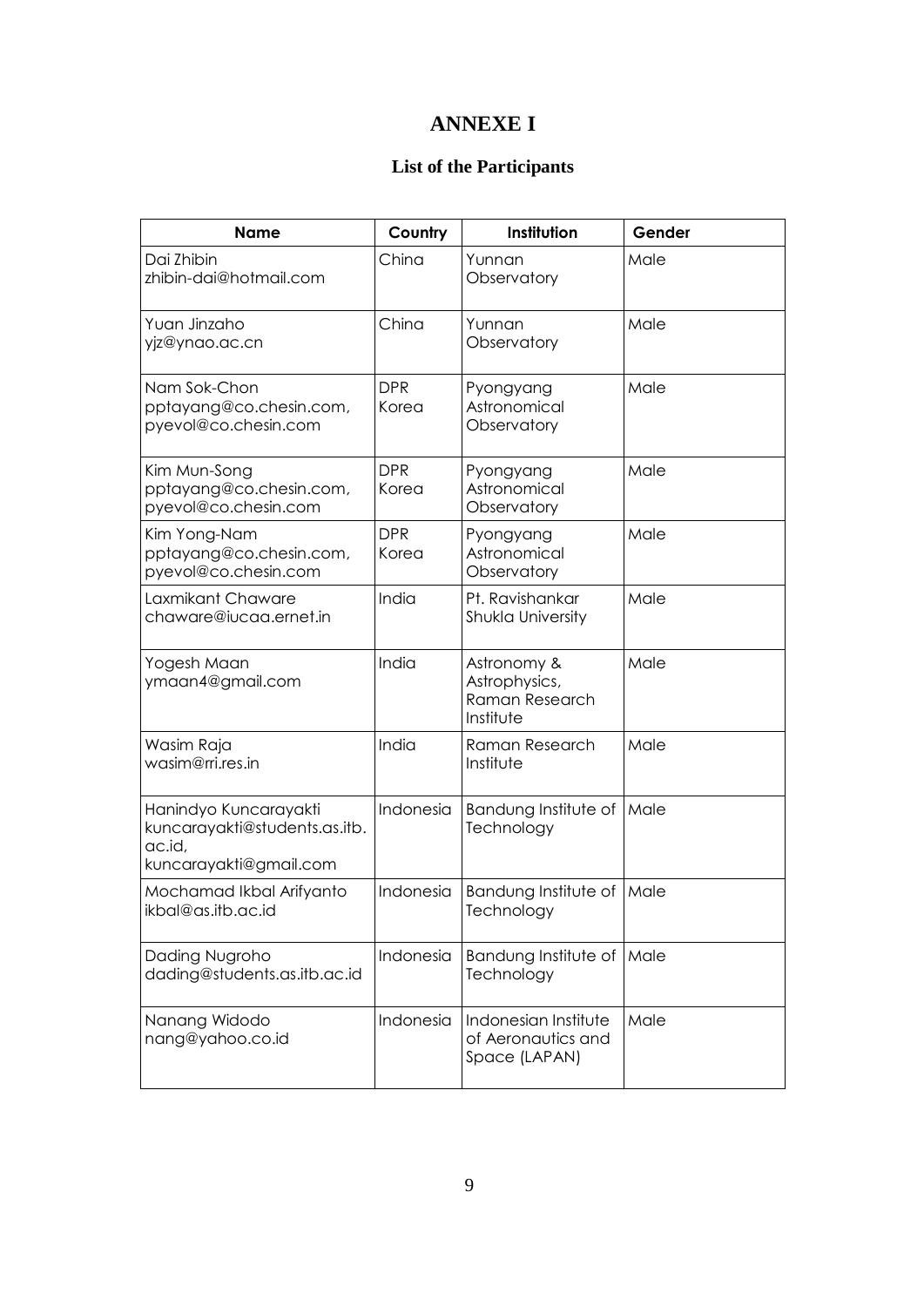# ANNEXE I

## List of the Participants

| Name | Country | Institution | Gender |
|---|---|---|---|
| Dai Zhibin zhibin-dai@hotmail.com | China | Yunnan Observatory | Male |
| Yuan Jinzaho yjz@ynao.ac.cn | China | Yunnan Observatory | Male |
| Nam Sok-Chon pptayang@co.chesin.com, pyevol@co.chesin.com | DPR Korea | Pyongyang Astronomical Observatory | Male |
| Kim Mun-Song pptayang@co.chesin.com, pyevol@co.chesin.com | DPR Korea | Pyongyang Astronomical Observatory | Male |
| Kim Yong-Nam pptayang@co.chesin.com, pyevol@co.chesin.com | DPR Korea | Pyongyang Astronomical Observatory | Male |
| Laxmikant Chaware chaware@iucaa.ernet.in | India | Pt. Ravishankar Shukla University | Male |
| Yogesh Maan ymaan4@gmail.com | India | Astronomy & Astrophysics, Raman Research Institute | Male |
| Wasim Raja wasim@rri.res.in | India | Raman Research Institute | Male |
| Hanindyo Kuncarayakti kuncarayakti@students.as.itb.ac.id, kuncarayakti@gmail.com | Indonesia | Bandung Institute of Technology | Male |
| Mochamad Ikbal Arifyanto ikbal@as.itb.ac.id | Indonesia | Bandung Institute of Technology | Male |
| Dading Nugroho dading@students.as.itb.ac.id | Indonesia | Bandung Institute of Technology | Male |
| Nanang Widodo nang@yahoo.co.id | Indonesia | Indonesian Institute of Aeronautics and Space (LAPAN) | Male |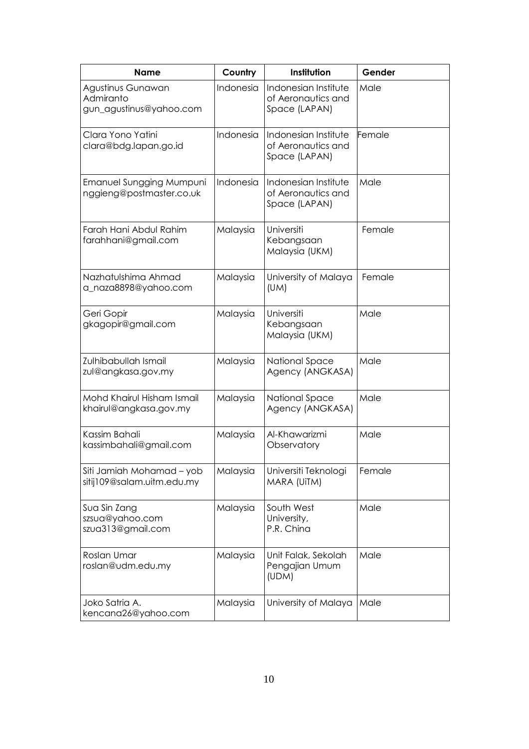| Name | Country | Institution | Gender |
| --- | --- | --- | --- |
| Agustinus Gunawan Admiranto gun_agustinus@yahoo.com | Indonesia | Indonesian Institute of Aeronautics and Space (LAPAN) | Male |
| Clara Yono Yatini clara@bdg.lapan.go.id | Indonesia | Indonesian Institute of Aeronautics and Space (LAPAN) | Female |
| Emanuel Sungging Mumpuni nggieng@postmaster.co.uk | Indonesia | Indonesian Institute of Aeronautics and Space (LAPAN) | Male |
| Farah Hani Abdul Rahim farahhani@gmail.com | Malaysia | Universiti Kebangsaan Malaysia (UKM) | Female |
| Nazhatulshima Ahmad a_naza8898@yahoo.com | Malaysia | University of Malaya (UM) | Female |
| Geri Gopir gkagopir@gmail.com | Malaysia | Universiti Kebangsaan Malaysia (UKM) | Male |
| Zulhibabullah Ismail zul@angkasa.gov.my | Malaysia | National Space Agency (ANGKASA) | Male |
| Mohd Khairul Hisham Ismail khairul@angkasa.gov.my | Malaysia | National Space Agency (ANGKASA) | Male |
| Kassim Bahali kassimbahali@gmail.com | Malaysia | Al-Khawarizmi Observatory | Male |
| Siti Jamiah Mohamad – yob sitij109@salam.uitm.edu.my | Malaysia | Universiti Teknologi MARA (UiTM) | Female |
| Sua Sin Zang szsua@yahoo.com szua313@gmail.com | Malaysia | South West University, P.R. China | Male |
| Roslan Umar roslan@udm.edu.my | Malaysia | Unit Falak, Sekolah Pengajian Umum (UDM) | Male |
| Joko Satria A. kencana26@yahoo.com | Malaysia | University of Malaya | Male |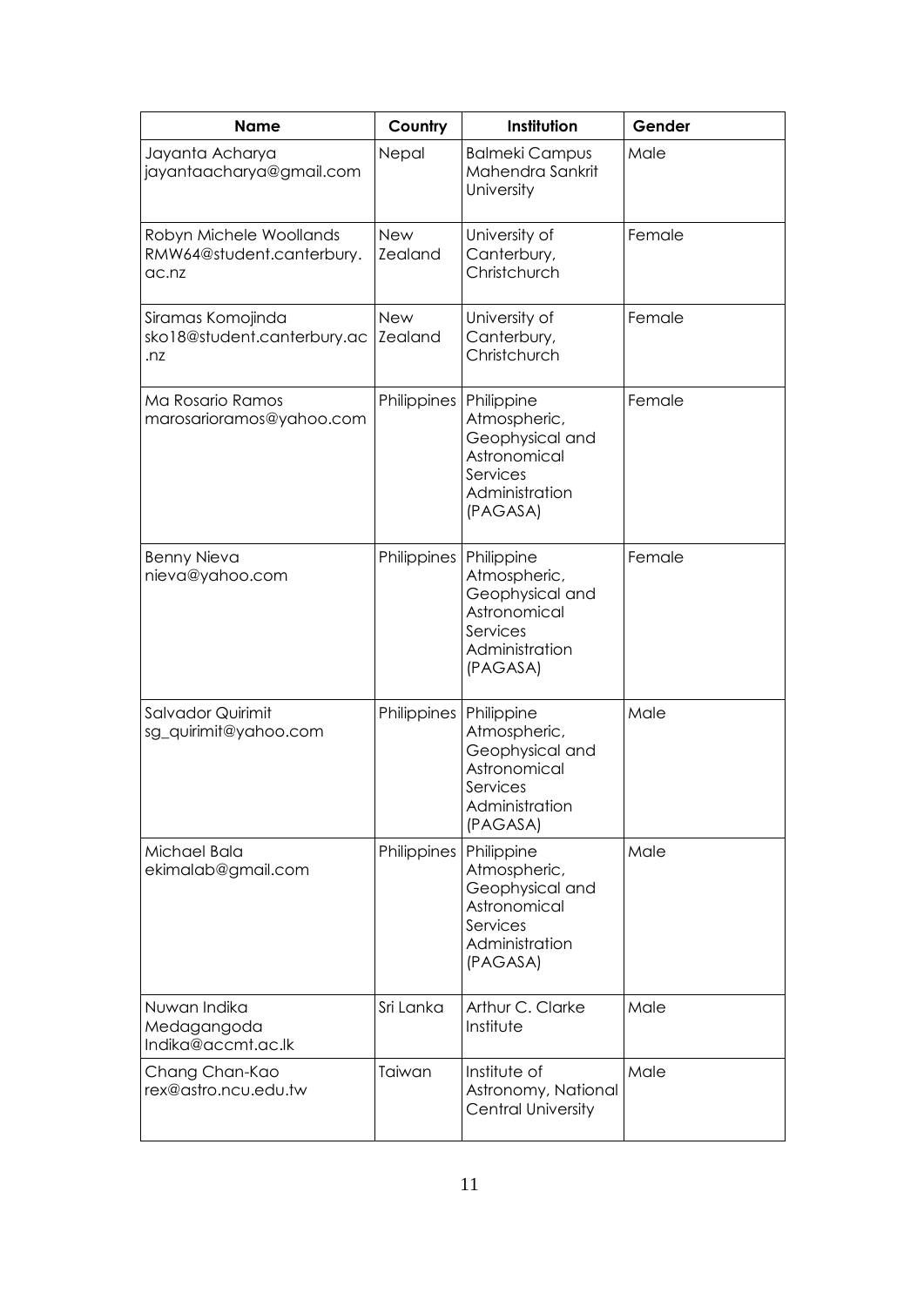| Name | Country | Institution | Gender |
|---|---|---|---|
| Jayanta Acharya jayantaacharya@gmail.com | Nepal | Balmeki Campus Mahendra Sankrit University | Male |
| Robyn Michele Woollands RMW64@student.canterbury.ac.nz | New Zealand | University of Canterbury, Christchurch | Female |
| Siramas Komojinda sko18@student.canterbury.ac.nz | New Zealand | University of Canterbury, Christchurch | Female |
| Ma Rosario Ramos marosarioramos@yahoo.com | Philippines | Philippine Atmospheric, Geophysical and Astronomical Services Administration (PAGASA) | Female |
| Benny Nieva nieva@yahoo.com | Philippines | Philippine Atmospheric, Geophysical and Astronomical Services Administration (PAGASA) | Female |
| Salvador Quirimit sg_quirimit@yahoo.com | Philippines | Philippine Atmospheric, Geophysical and Astronomical Services Administration (PAGASA) | Male |
| Michael Bala ekimalab@gmail.com | Philippines | Philippine Atmospheric, Geophysical and Astronomical Services Administration (PAGASA) | Male |
| Nuwan Indika Medagangoda Indika@accmt.ac.lk | Sri Lanka | Arthur C. Clarke Institute | Male |
| Chang Chan-Kao rex@astro.ncu.edu.tw | Taiwan | Institute of Astronomy, National Central University | Male |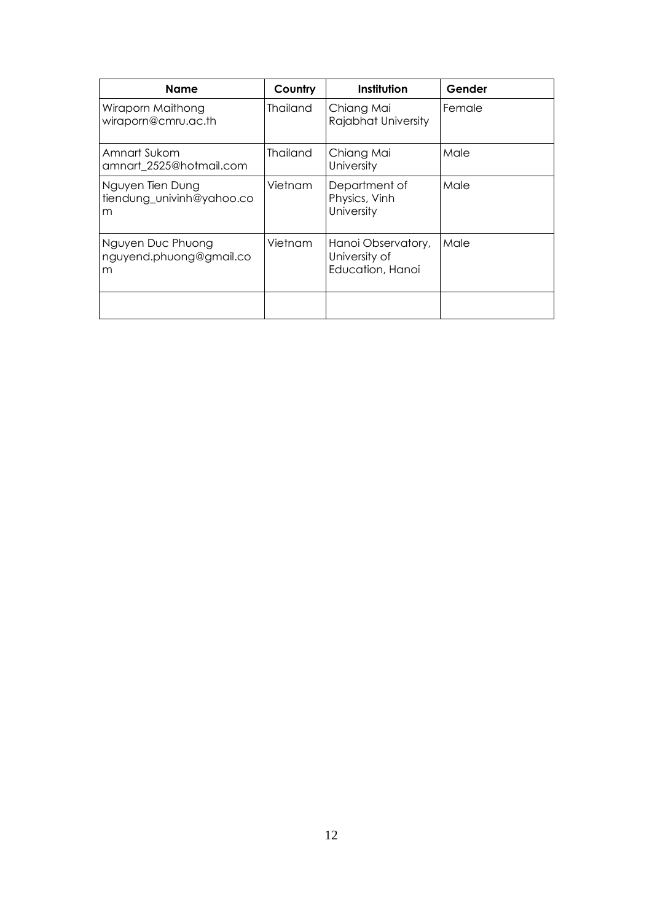| Name | Country | Institution | Gender |
|---|---|---|---|
| Wiraporn Maithong wiraporn@cmru.ac.th | Thailand | Chiang Mai Rajabhat University | Female |
| Amnart Sukom amnart_2525@hotmail.com | Thailand | Chiang Mai University | Male |
| Nguyen Tien Dung tiendung_univinh@yahoo.com | Vietnam | Department of Physics, Vinh University | Male |
| Nguyen Duc Phuong nguyend.phuong@gmail.com | Vietnam | Hanoi Observatory, University of Education, Hanoi | Male |
| | | | |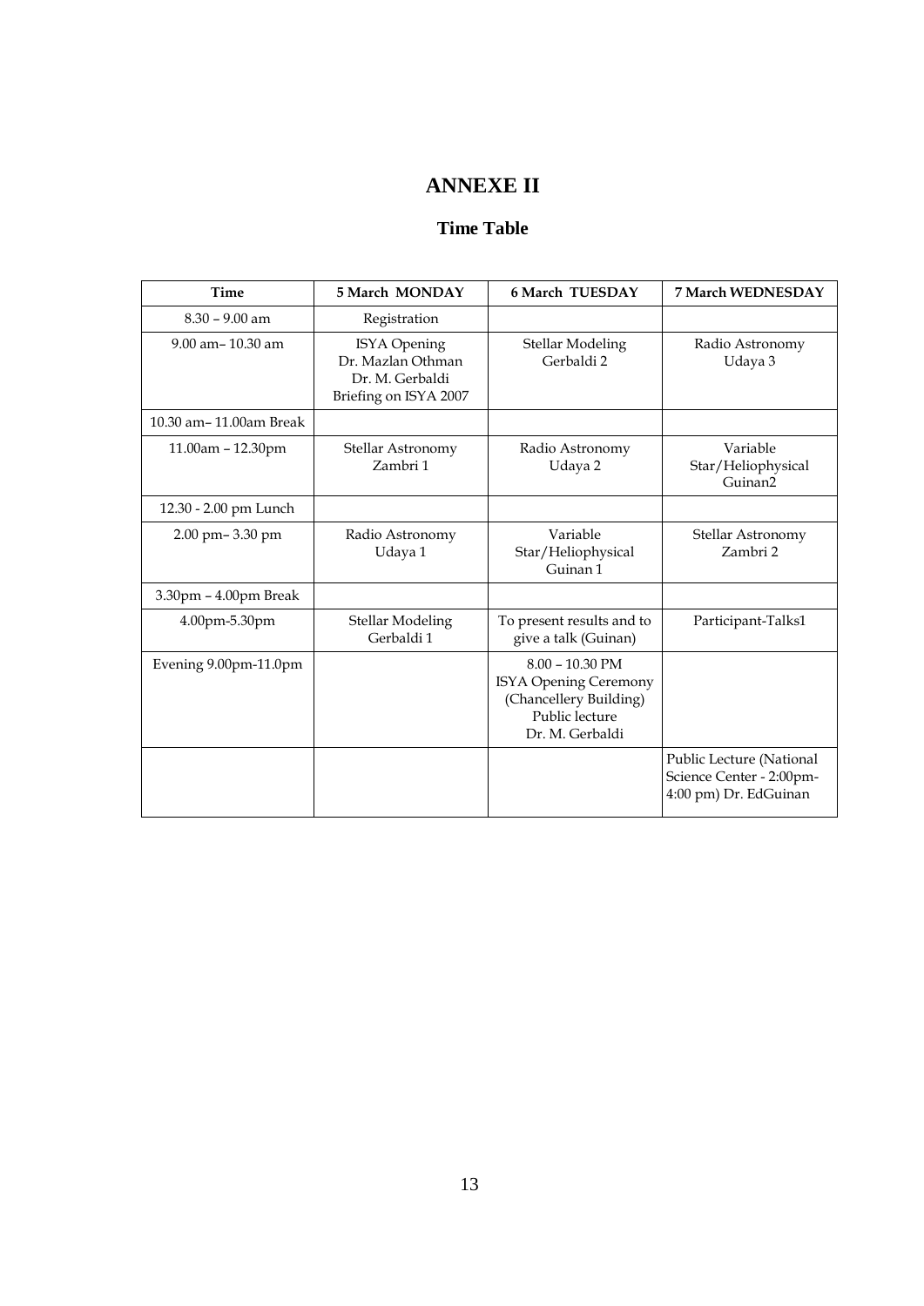# ANNEXE II

## Time Table

| Time | 5 March MONDAY | 6 March TUESDAY | 7 March WEDNESDAY |
|---|---|---|---|
| 8.30 – 9.00 am | Registration | | |
| 9.00 am– 10.30 am | ISYA Opening<br>Dr. Mazlan Othman<br>Dr. M. Gerbaldi<br>Briefing on ISYA 2007 | Stellar Modeling<br>Gerbaldi 2 | Radio Astronomy<br>Udaya 3 |
| 10.30 am– 11.00am Break | | | |
| 11.00am – 12.30pm | Stellar Astronomy<br>Zambri 1 | Radio Astronomy<br>Udaya 2 | Variable Star/Heliophysical<br>Guinan2 |
| 12.30 - 2.00 pm Lunch | | | |
| 2.00 pm– 3.30 pm | Radio Astronomy<br>Udaya 1 | Variable Star/Heliophysical<br>Guinan 1 | Stellar Astronomy<br>Zambri 2 |
| 3.30pm – 4.00pm Break | | | |
| 4.00pm-5.30pm | Stellar Modeling<br>Gerbaldi 1 | To present results and to give a talk (Guinan) | Participant-Talks1 |
| Evening 9.00pm-11.0pm | | 8.00 – 10.30 PM<br>ISYA Opening Ceremony<br>(Chancellery Building)<br>Public lecture<br>Dr. M. Gerbaldi | |
| | | | Public Lecture (National Science Center - 2:00pm-4:00 pm) Dr. EdGuinan |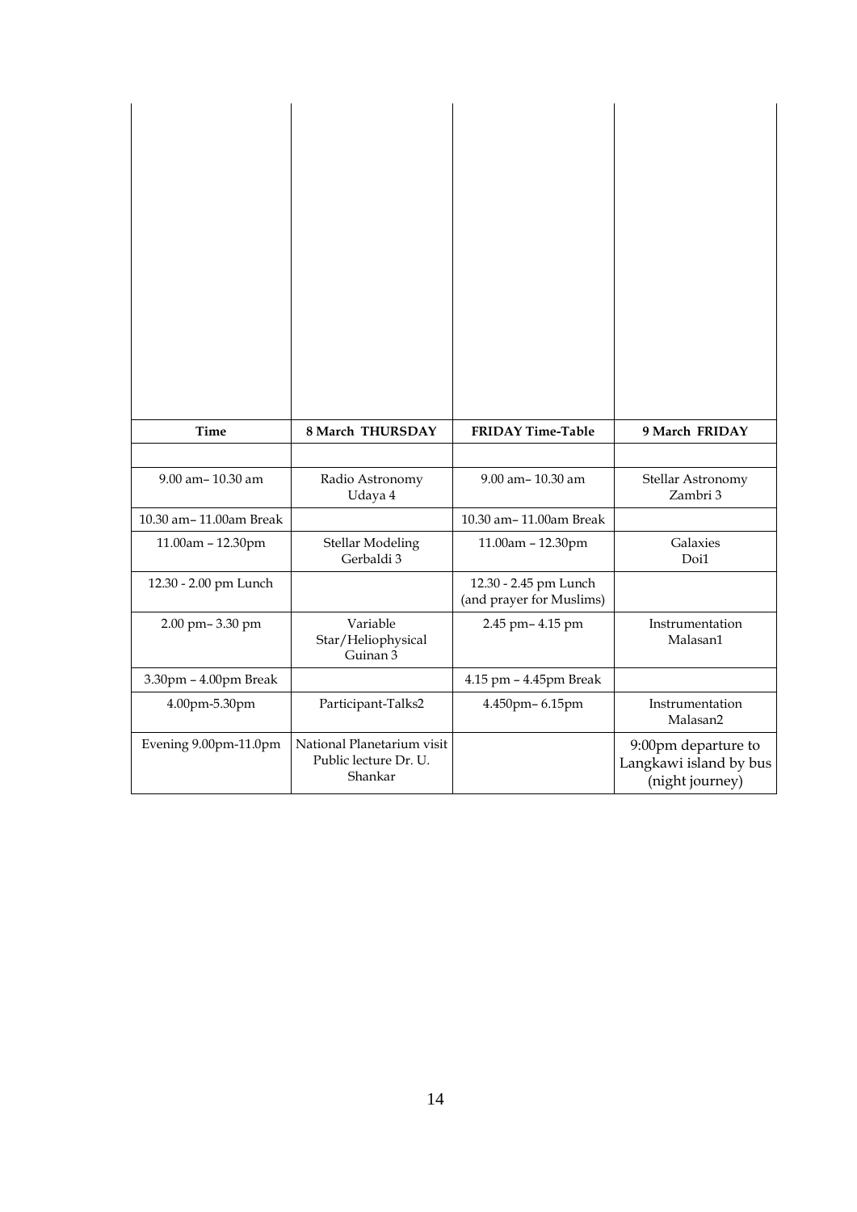| Time | 8 March THURSDAY | FRIDAY Time-Table | 9 March FRIDAY |
|---|---|---|---|
| | | | |
| 9.00 am– 10.30 am | Radio Astronomy Udaya 4 | 9.00 am– 10.30 am | Stellar Astronomy Zambri 3 |
| 10.30 am– 11.00am Break | | 10.30 am– 11.00am Break | |
| 11.00am – 12.30pm | Stellar Modeling Gerbaldi 3 | 11.00am – 12.30pm | Galaxies Doi1 |
| 12.30 - 2.00 pm Lunch | | 12.30 - 2.45 pm Lunch (and prayer for Muslims) | |
| 2.00 pm– 3.30 pm | Variable Star/Heliophysical Guinan 3 | 2.45 pm– 4.15 pm | Instrumentation Malasan1 |
| 3.30pm – 4.00pm Break | | 4.15 pm – 4.45pm Break | |
| 4.00pm-5.30pm | Participant-Talks2 | 4.450pm– 6.15pm | Instrumentation Malasan2 |
| Evening 9.00pm-11.0pm | National Planetarium visit Public lecture Dr. U. Shankar | | 9:00pm departure to Langkawi island by bus (night journey) |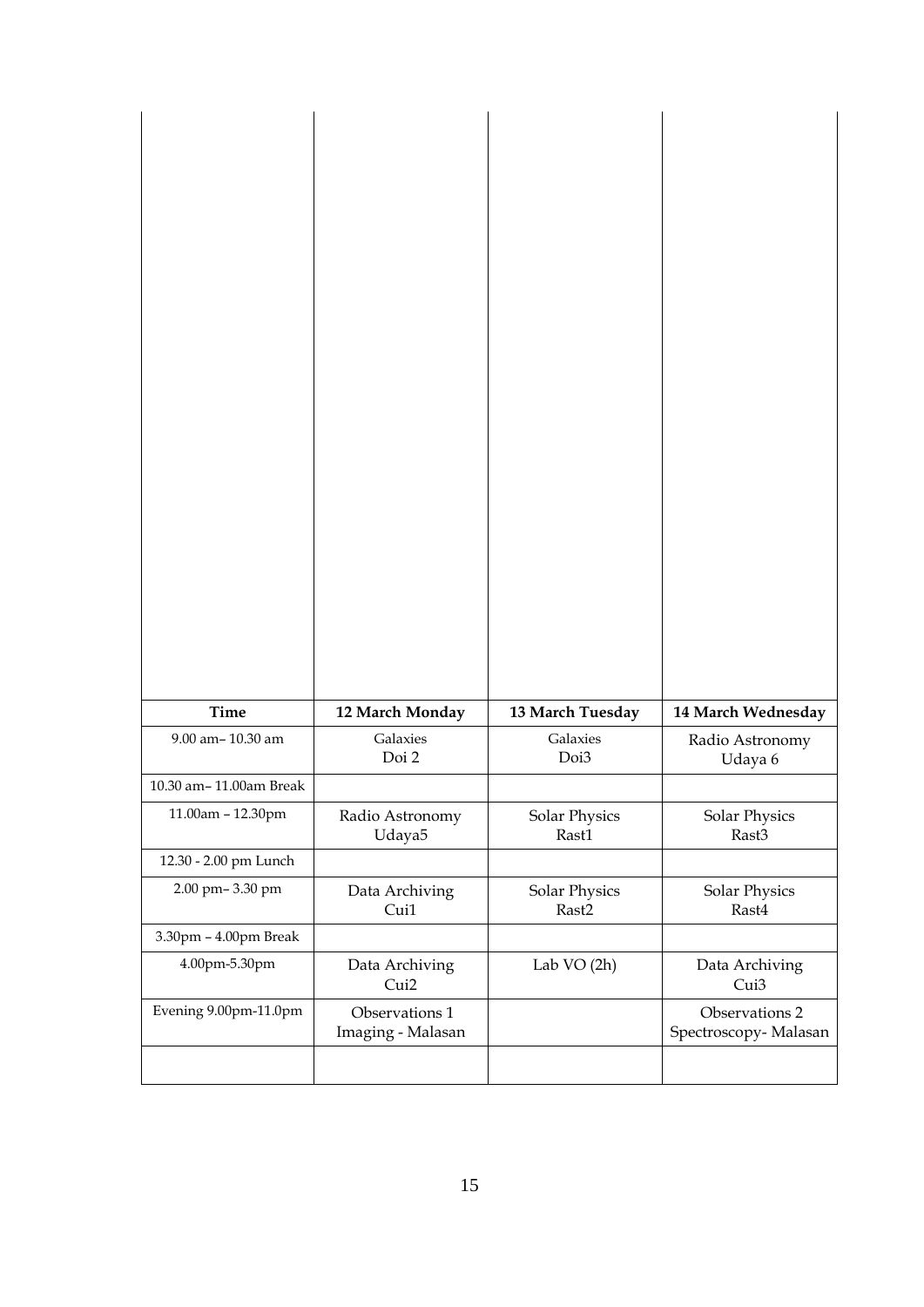| Time | 12 March Monday | 13 March Tuesday | 14 March Wednesday |
|---|---|---|---|
| 9.00 am– 10.30 am | Galaxies Doi 2 | Galaxies Doi3 | Radio Astronomy Udaya 6 |
| 10.30 am– 11.00am Break | | | |
| 11.00am – 12.30pm | Radio Astronomy Udaya5 | Solar Physics Rast1 | Solar Physics Rast3 |
| 12.30 - 2.00 pm Lunch | | | |
| 2.00 pm– 3.30 pm | Data Archiving Cui1 | Solar Physics Rast2 | Solar Physics Rast4 |
| 3.30pm – 4.00pm Break | | | |
| 4.00pm-5.30pm | Data Archiving Cui2 | Lab VO (2h) | Data Archiving Cui3 |
| Evening 9.00pm-11.0pm | Observations 1 Imaging - Malasan | | Observations 2 Spectroscopy- Malasan |
| | | | |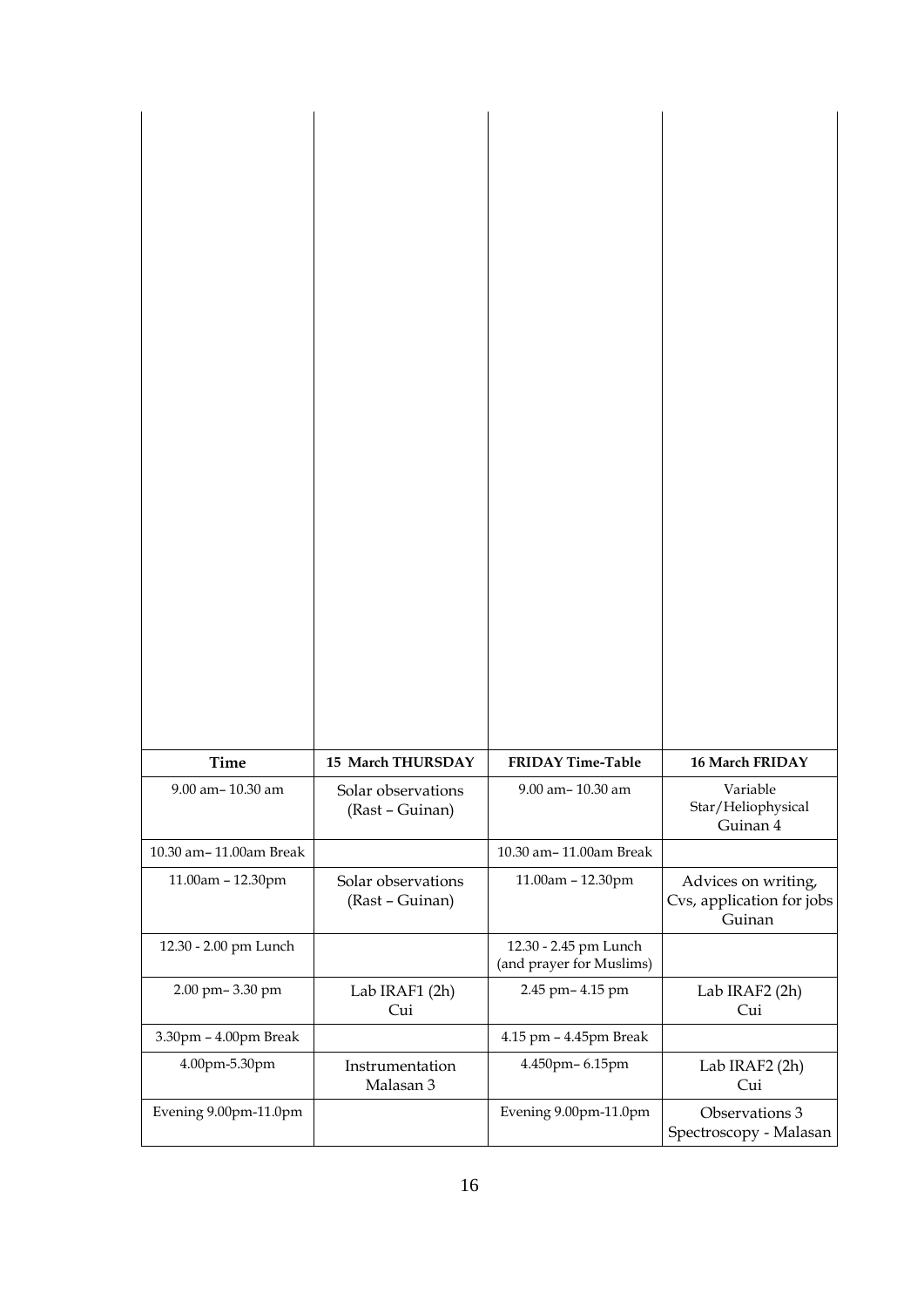| Time | 15 March THURSDAY | FRIDAY Time-Table | 16 March FRIDAY |
|---|---|---|---|
| 9.00 am– 10.30 am | Solar observations (Rast – Guinan) | 9.00 am– 10.30 am | Variable Star/Heliophysical Guinan 4 |
| 10.30 am– 11.00am Break | | 10.30 am– 11.00am Break | |
| 11.00am – 12.30pm | Solar observations (Rast – Guinan) | 11.00am – 12.30pm | Advices on writing, Cvs, application for jobs Guinan |
| 12.30 - 2.00 pm Lunch | | 12.30 - 2.45 pm Lunch (and prayer for Muslims) | |
| 2.00 pm– 3.30 pm | Lab IRAF1 (2h) Cui | 2.45 pm– 4.15 pm | Lab IRAF2 (2h) Cui |
| 3.30pm – 4.00pm Break | | 4.15 pm – 4.45pm Break | |
| 4.00pm-5.30pm | Instrumentation Malasan 3 | 4.450pm– 6.15pm | Lab IRAF2 (2h) Cui |
| Evening 9.00pm-11.0pm | | Evening 9.00pm-11.0pm | Observations 3 Spectroscopy - Malasan |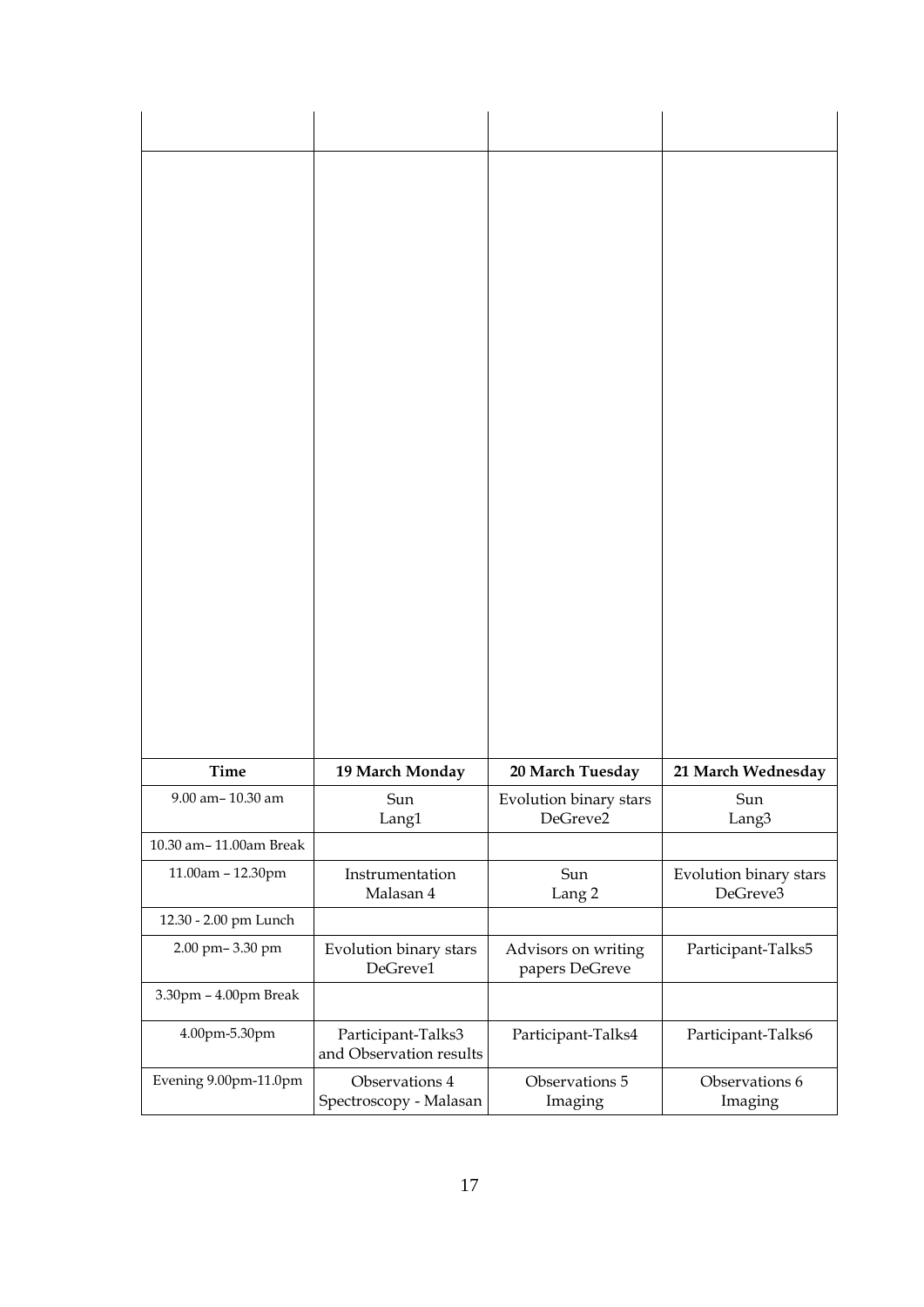| Time | 19 March Monday | 20 March Tuesday | 21 March Wednesday |
|---|---|---|---|
| 9.00 am– 10.30 am | Sun<br>Lang1 | Evolution binary stars<br>DeGreve2 | Sun<br>Lang3 |
| 10.30 am– 11.00am Break | | | |
| 11.00am – 12.30pm | Instrumentation<br>Malasan 4 | Sun<br>Lang 2 | Evolution binary stars<br>DeGreve3 |
| 12.30 - 2.00 pm Lunch | | | |
| 2.00 pm– 3.30 pm | Evolution binary stars<br>DeGreve1 | Advisors on writing papers DeGreve | Participant-Talks5 |
| 3.30pm – 4.00pm Break | | | |
| 4.00pm-5.30pm | Participant-Talks3 and Observation results | Participant-Talks4 | Participant-Talks6 |
| Evening 9.00pm-11.0pm | Observations 4<br>Spectroscopy - Malasan | Observations 5<br>Imaging | Observations 6<br>Imaging |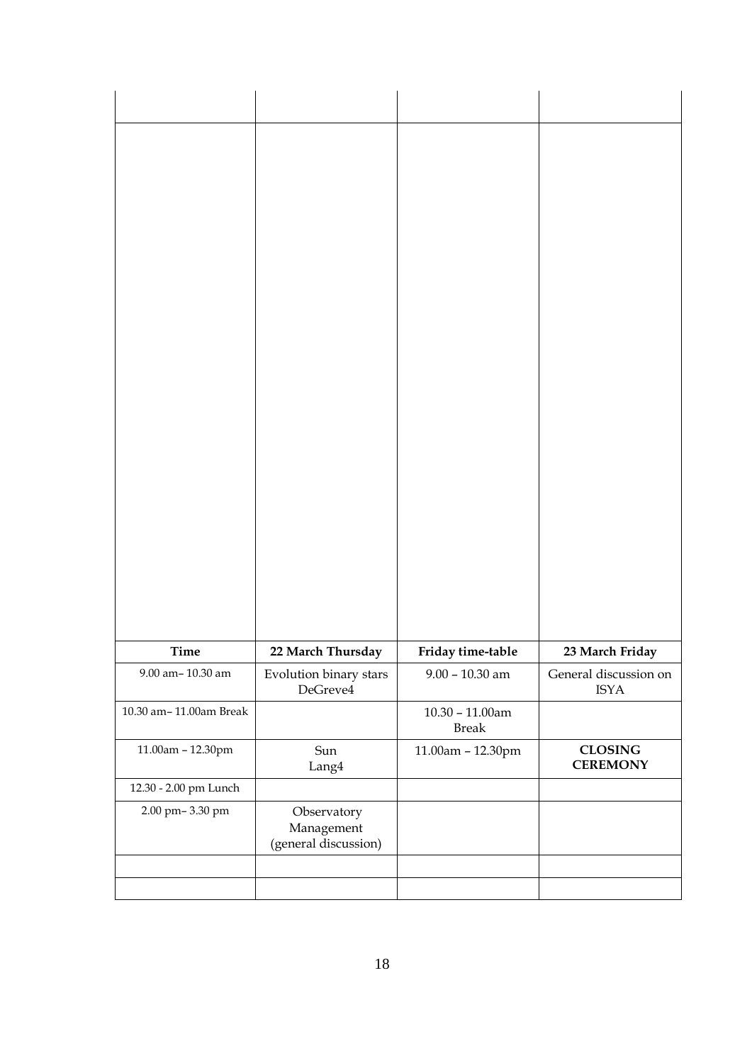| | | | |
|---|---|---|---|
| | | | |
| | | | |
| **Time** | **22 March Thursday** | **Friday time-table** | **23 March Friday** |
| 9.00 am– 10.30 am | Evolution binary stars DeGreve4 | 9.00 – 10.30 am | General discussion on ISYA |
| 10.30 am– 11.00am Break | | 10.30 – 11.00am Break | |
| 11.00am – 12.30pm | Sun Lang4 | 11.00am – 12.30pm | **CLOSING CEREMONY** |
| 12.30 - 2.00 pm Lunch | | | |
| 2.00 pm– 3.30 pm | Observatory Management (general discussion) | | |
| | | | |
| | | | |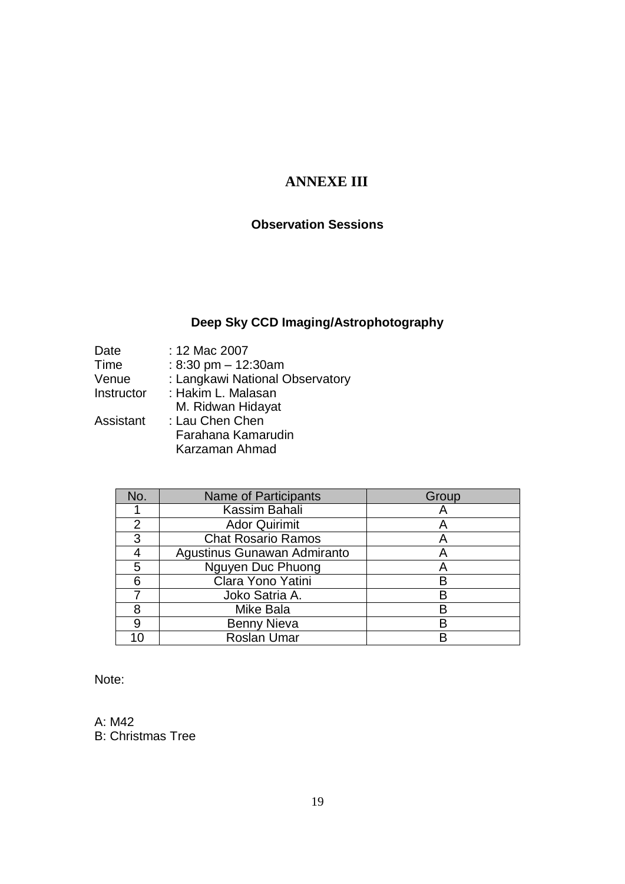# ANNEXE III

### Observation Sessions

### Deep Sky CCD Imaging/Astrophotography

Date : 12 Mac 2007
Time : 8:30 pm – 12:30am
Venue : Langkawi National Observatory
Instructor : Hakim L. Malasan
M. Ridwan Hidayat
Assistant : Lau Chen Chen
Farahana Kamarudin
Karzaman Ahmad

| No. | Name of Participants | Group |
|---|---|---|
| 1 | Kassim Bahali | A |
| 2 | Ador Quirimit | A |
| 3 | Chat Rosario Ramos | A |
| 4 | Agustinus Gunawan Admiranto | A |
| 5 | Nguyen Duc Phuong | A |
| 6 | Clara Yono Yatini | B |
| 7 | Joko Satria A. | B |
| 8 | Mike Bala | B |
| 9 | Benny Nieva | B |
| 10 | Roslan Umar | B |

Note:

A: M42
B: Christmas Tree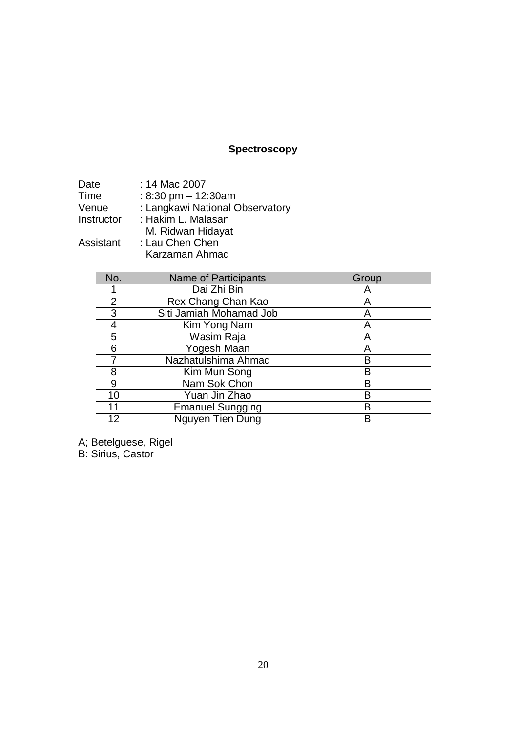## Spectroscopy

Date : 14 Mac 2007
Time : 8:30 pm – 12:30am
Venue : Langkawi National Observatory
Instructor : Hakim L. Malasan
M. Ridwan Hidayat
Assistant : Lau Chen Chen
Karzaman Ahmad

| No. | Name of Participants | Group |
|---|---|---|
| 1 | Dai Zhi Bin | A |
| 2 | Rex Chang Chan Kao | A |
| 3 | Siti Jamiah Mohamad Job | A |
| 4 | Kim Yong Nam | A |
| 5 | Wasim Raja | A |
| 6 | Yogesh Maan | A |
| 7 | Nazhatulshima Ahmad | B |
| 8 | Kim Mun Song | B |
| 9 | Nam Sok Chon | B |
| 10 | Yuan Jin Zhao | B |
| 11 | Emanuel Sungging | B |
| 12 | Nguyen Tien Dung | B |

A; Betelguese, Rigel
B: Sirius, Castor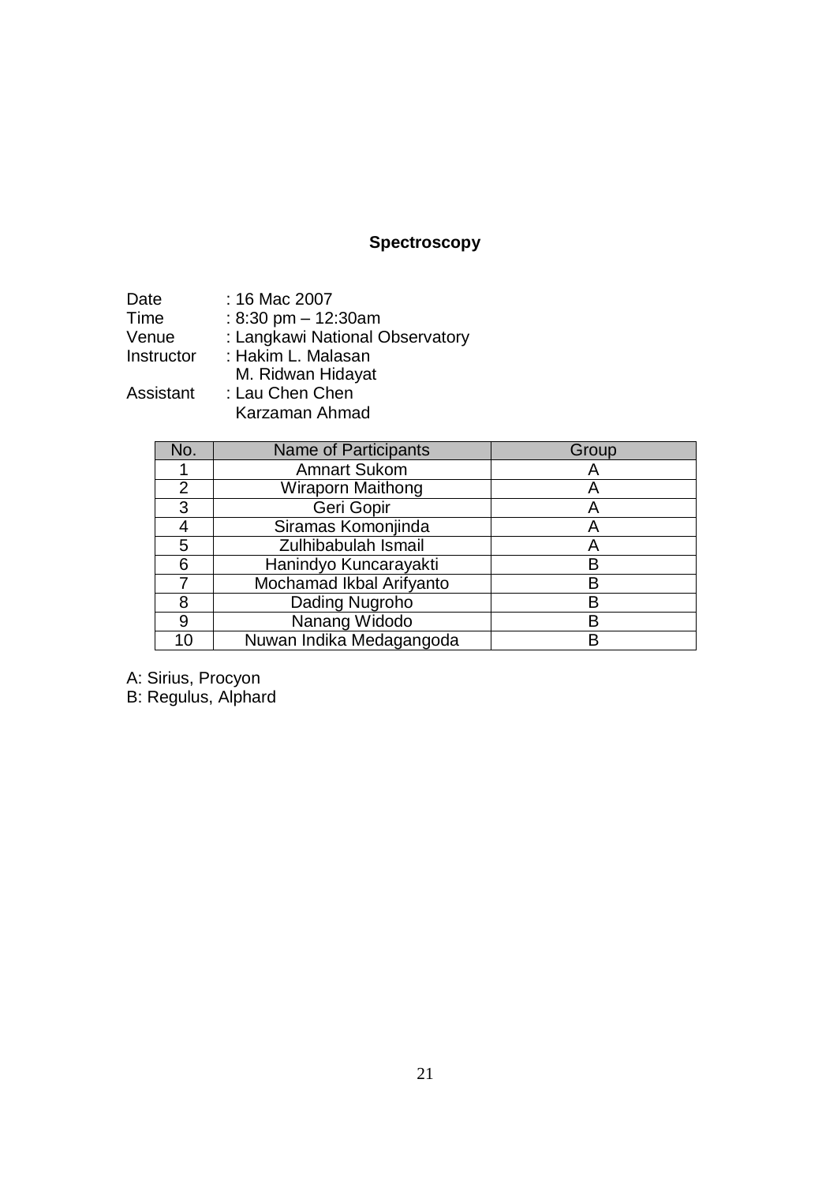## Spectroscopy

Date : 16 Mac 2007
Time : 8:30 pm – 12:30am
Venue : Langkawi National Observatory
Instructor : Hakim L. Malasan
M. Ridwan Hidayat
Assistant : Lau Chen Chen
Karzaman Ahmad

| No. | Name of Participants | Group |
|---|---|---|
| 1 | Amnart Sukom | A |
| 2 | Wiraporn Maithong | A |
| 3 | Geri Gopir | A |
| 4 | Siramas Komonjinda | A |
| 5 | Zulhibabulah Ismail | A |
| 6 | Hanindyo Kuncarayakti | B |
| 7 | Mochamad Ikbal Arifyanto | B |
| 8 | Dading Nugroho | B |
| 9 | Nanang Widodo | B |
| 10 | Nuwan Indika Medagangoda | B |

A: Sirius, Procyon
B: Regulus, Alphard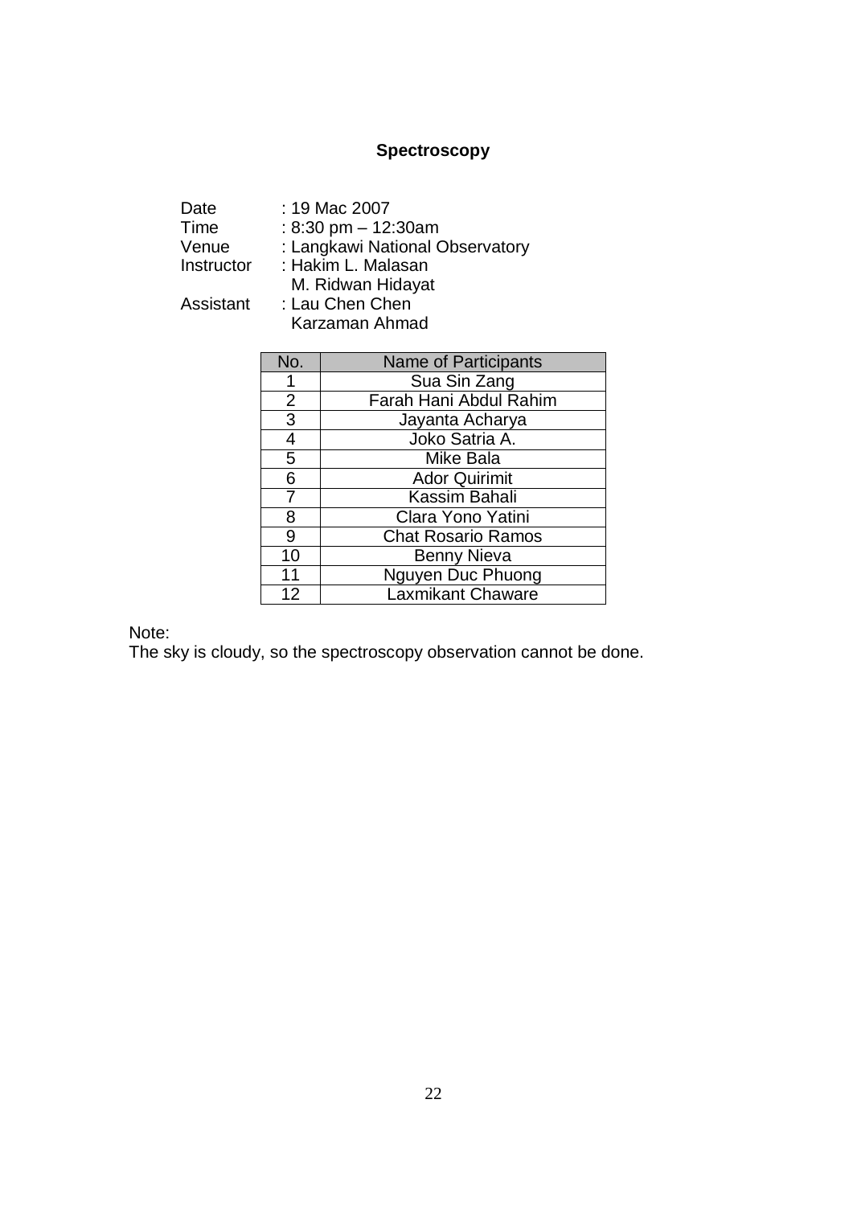# Spectroscopy

Date : 19 Mac 2007
Time : 8:30 pm – 12:30am
Venue : Langkawi National Observatory
Instructor : Hakim L. Malasan
M. Ridwan Hidayat
Assistant : Lau Chen Chen
Karzaman Ahmad

| No. | Name of Participants |
|---|---|
| 1 | Sua Sin Zang |
| 2 | Farah Hani Abdul Rahim |
| 3 | Jayanta Acharya |
| 4 | Joko Satria A. |
| 5 | Mike Bala |
| 6 | Ador Quirimit |
| 7 | Kassim Bahali |
| 8 | Clara Yono Yatini |
| 9 | Chat Rosario Ramos |
| 10 | Benny Nieva |
| 11 | Nguyen Duc Phuong |
| 12 | Laxmikant Chaware |

Note:
The sky is cloudy, so the spectroscopy observation cannot be done.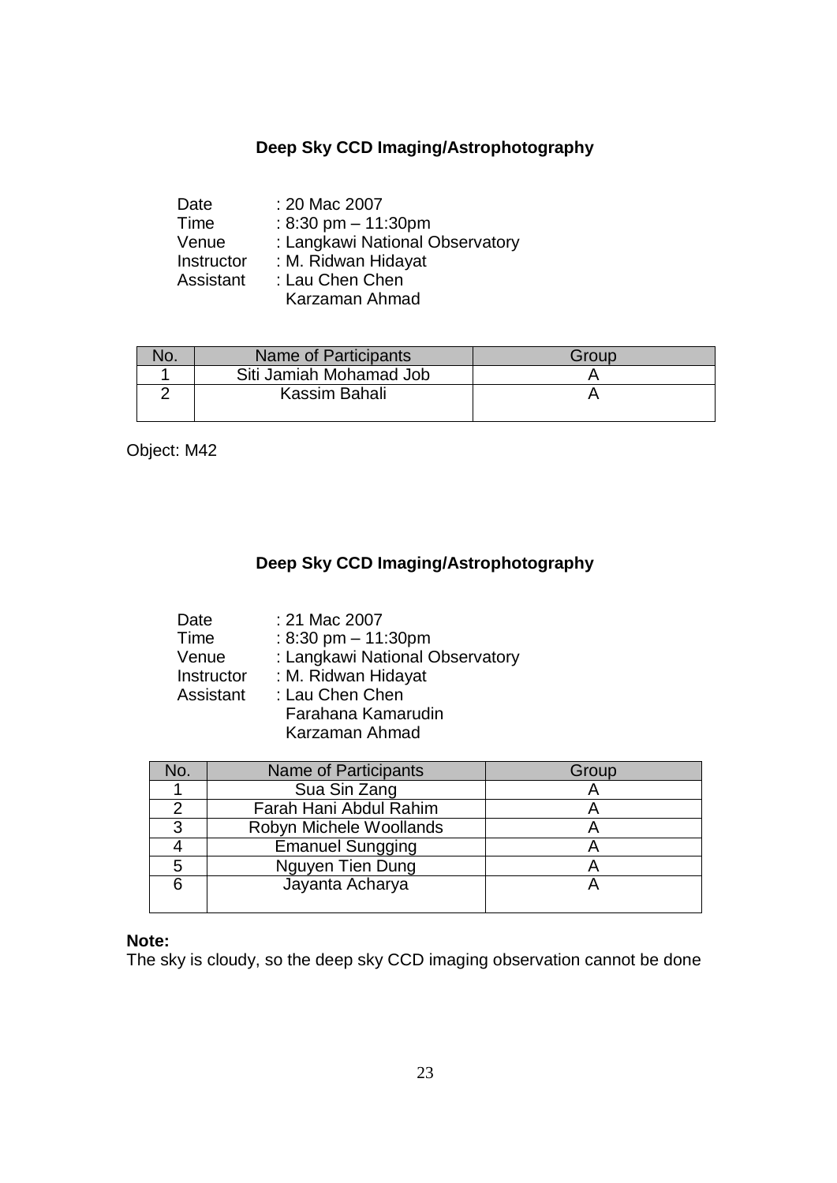## Deep Sky CCD Imaging/Astrophotography

Date : 20 Mac 2007
Time : 8:30 pm – 11:30pm
Venue : Langkawi National Observatory
Instructor : M. Ridwan Hidayat
Assistant : Lau Chen Chen
Karzaman Ahmad

| No. | Name of Participants | Group |
|---|---|---|
| 1 | Siti Jamiah Mohamad Job | A |
| 2 | Kassim Bahali | A |

Object: M42

## Deep Sky CCD Imaging/Astrophotography

Date : 21 Mac 2007
Time : 8:30 pm – 11:30pm
Venue : Langkawi National Observatory
Instructor : M. Ridwan Hidayat
Assistant : Lau Chen Chen
Farahana Kamarudin
Karzaman Ahmad

| No. | Name of Participants | Group |
|---|---|---|
| 1 | Sua Sin Zang | A |
| 2 | Farah Hani Abdul Rahim | A |
| 3 | Robyn Michele Woollands | A |
| 4 | Emanuel Sungging | A |
| 5 | Nguyen Tien Dung | A |
| 6 | Jayanta Acharya | A |

**Note:**
The sky is cloudy, so the deep sky CCD imaging observation cannot be done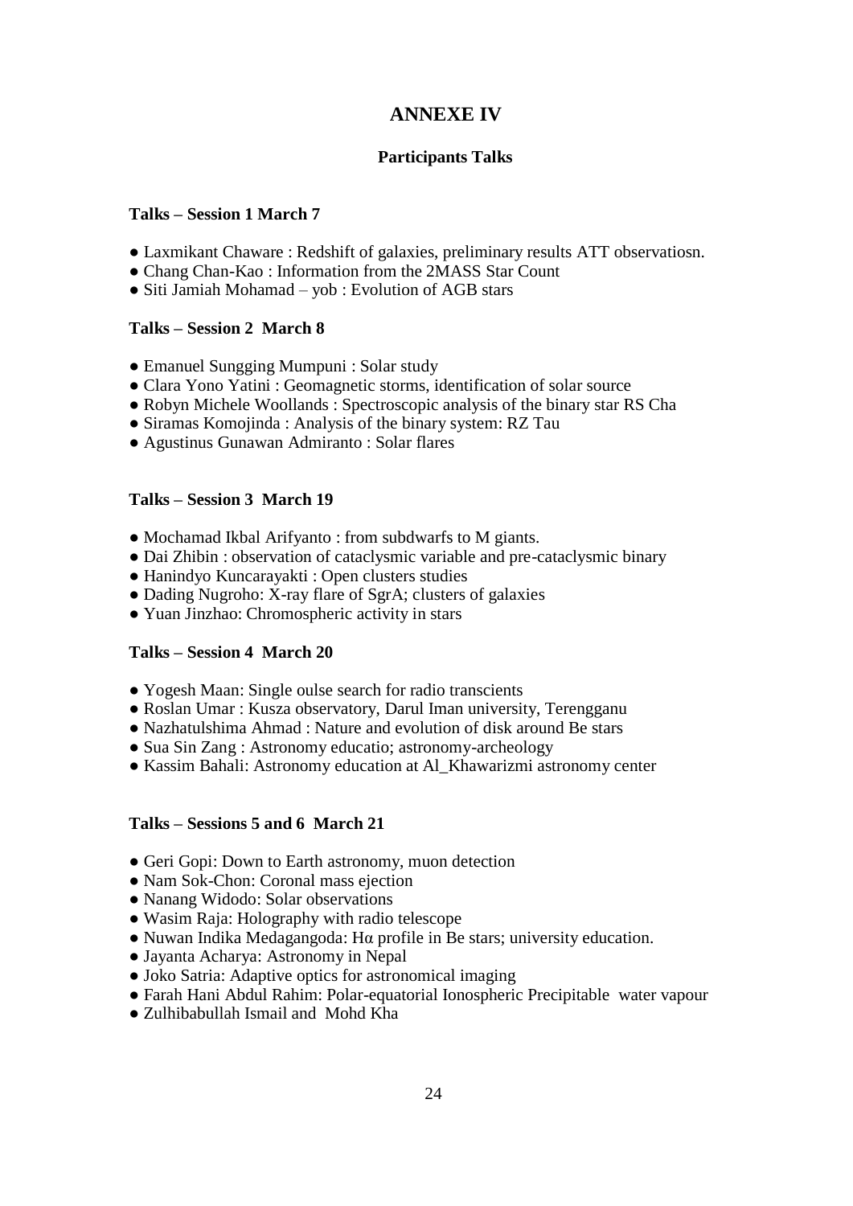# ANNEXE IV

## Participants Talks

### Talks – Session 1 March 7

- Laxmikant Chaware : Redshift of galaxies, preliminary results ATT observatiosn.
- Chang Chan-Kao : Information from the 2MASS Star Count
- Siti Jamiah Mohamad – yob : Evolution of AGB stars

### Talks – Session 2 March 8

- Emanuel Sungging Mumpuni : Solar study
- Clara Yono Yatini : Geomagnetic storms, identification of solar source
- Robyn Michele Woollands : Spectroscopic analysis of the binary star RS Cha
- Siramas Komojinda : Analysis of the binary system: RZ Tau
- Agustinus Gunawan Admiranto : Solar flares

### Talks – Session 3 March 19

- Mochamad Ikbal Arifyanto : from subdwarfs to M giants.
- Dai Zhibin : observation of cataclysmic variable and pre-cataclysmic binary
- Hanindyo Kuncarayakti : Open clusters studies
- Dading Nugroho: X-ray flare of SgrA; clusters of galaxies
- Yuan Jinzhao: Chromospheric activity in stars

### Talks – Session 4 March 20

- Yogesh Maan: Single oulse search for radio transcients
- Roslan Umar : Kusza observatory, Darul Iman university, Terengganu
- Nazhatulshima Ahmad : Nature and evolution of disk around Be stars
- Sua Sin Zang : Astronomy educatio; astronomy-archeology
- Kassim Bahali: Astronomy education at Al_Khawarizmi astronomy center

### Talks – Sessions 5 and 6 March 21

- Geri Gopi: Down to Earth astronomy, muon detection
- Nam Sok-Chon: Coronal mass ejection
- Nanang Widodo: Solar observations
- Wasim Raja: Holography with radio telescope
- Nuwan Indika Medagangoda: Hα profile in Be stars; university education.
- Jayanta Acharya: Astronomy in Nepal
- Joko Satria: Adaptive optics for astronomical imaging
- Farah Hani Abdul Rahim: Polar-equatorial Ionospheric Precipitable water vapour
- Zulhibabullah Ismail and Mohd Kha